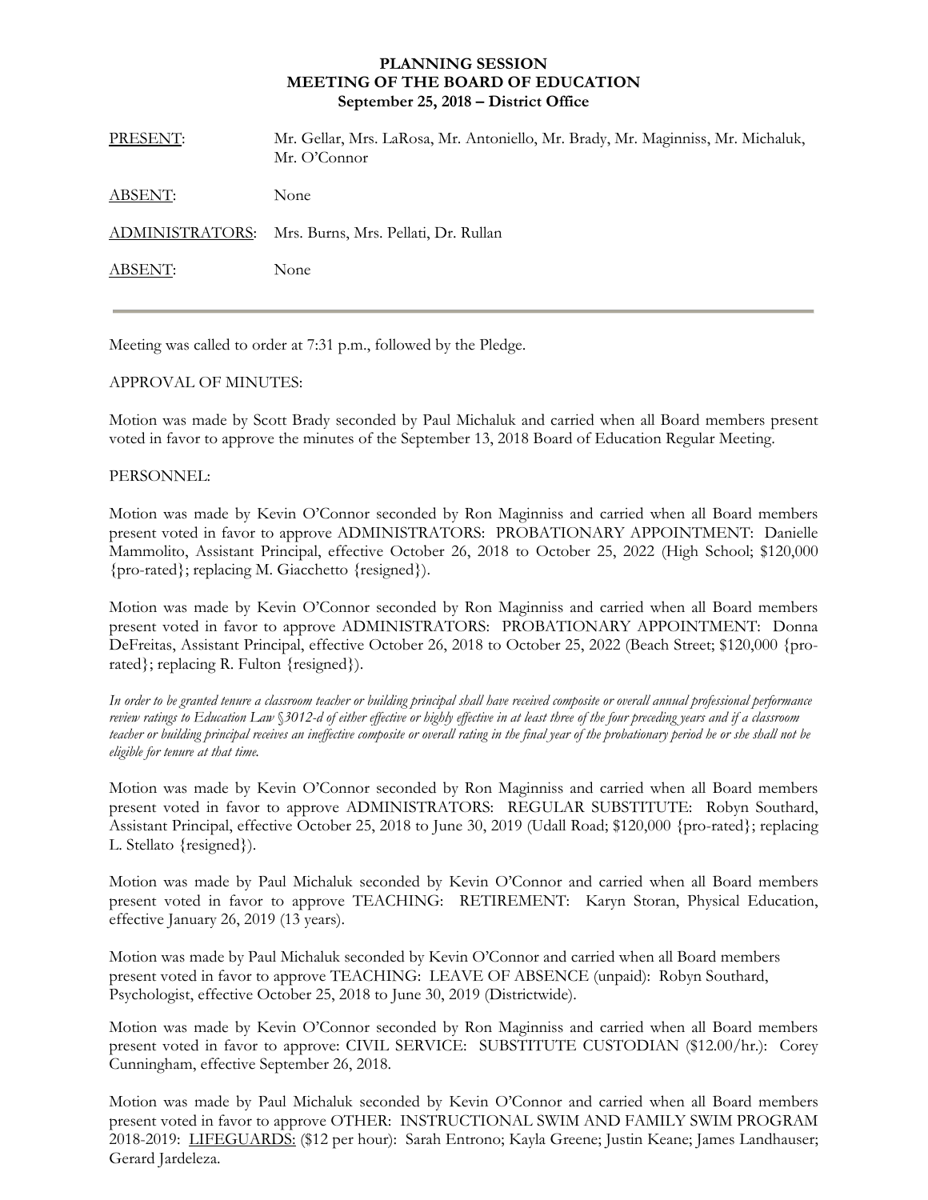**PLANNING SESSION**
**MEETING OF THE BOARD OF EDUCATION**
**September 25, 2018 – District Office**

| | |
|---|---|
| PRESENT: | Mr. Gellar, Mrs. LaRosa, Mr. Antoniello, Mr. Brady, Mr. Maginniss, Mr. Michaluk, Mr. O'Connor |
| ABSENT: | None |
| ADMINISTRATORS: | Mrs. Burns, Mrs. Pellati, Dr. Rullan |
| ABSENT: | None |

Meeting was called to order at 7:31 p.m., followed by the Pledge.

APPROVAL OF MINUTES:

Motion was made by Scott Brady seconded by Paul Michaluk and carried when all Board members present voted in favor to approve the minutes of the September 13, 2018 Board of Education Regular Meeting.

PERSONNEL:

Motion was made by Kevin O'Connor seconded by Ron Maginniss and carried when all Board members present voted in favor to approve ADMINISTRATORS: PROBATIONARY APPOINTMENT: Danielle Mammolito, Assistant Principal, effective October 26, 2018 to October 25, 2022 (High School; $120,000 {pro-rated}; replacing M. Giacchetto {resigned}).

Motion was made by Kevin O'Connor seconded by Ron Maginniss and carried when all Board members present voted in favor to approve ADMINISTRATORS: PROBATIONARY APPOINTMENT: Donna DeFreitas, Assistant Principal, effective October 26, 2018 to October 25, 2022 (Beach Street; $120,000 {pro-rated}; replacing R. Fulton {resigned}).

*In order to be granted tenure a classroom teacher or building principal shall have received composite or overall annual professional performance review ratings to Education Law §3012-d of either effective or highly effective in at least three of the four preceding years and if a classroom teacher or building principal receives an ineffective composite or overall rating in the final year of the probationary period he or she shall not be eligible for tenure at that time.*

Motion was made by Kevin O'Connor seconded by Ron Maginniss and carried when all Board members present voted in favor to approve ADMINISTRATORS: REGULAR SUBSTITUTE: Robyn Southard, Assistant Principal, effective October 25, 2018 to June 30, 2019 (Udall Road; $120,000 {pro-rated}; replacing L. Stellato {resigned}).

Motion was made by Paul Michaluk seconded by Kevin O'Connor and carried when all Board members present voted in favor to approve TEACHING: RETIREMENT: Karyn Storan, Physical Education, effective January 26, 2019 (13 years).

Motion was made by Paul Michaluk seconded by Kevin O'Connor and carried when all Board members present voted in favor to approve TEACHING: LEAVE OF ABSENCE (unpaid): Robyn Southard, Psychologist, effective October 25, 2018 to June 30, 2019 (Districtwide).

Motion was made by Kevin O'Connor seconded by Ron Maginniss and carried when all Board members present voted in favor to approve: CIVIL SERVICE: SUBSTITUTE CUSTODIAN ($12.00/hr.): Corey Cunningham, effective September 26, 2018.

Motion was made by Paul Michaluk seconded by Kevin O'Connor and carried when all Board members present voted in favor to approve OTHER: INSTRUCTIONAL SWIM AND FAMILY SWIM PROGRAM 2018-2019: <u>LIFEGUARDS:</u> ($12 per hour): Sarah Entrono; Kayla Greene; Justin Keane; James Landhauser; Gerard Jardeleza.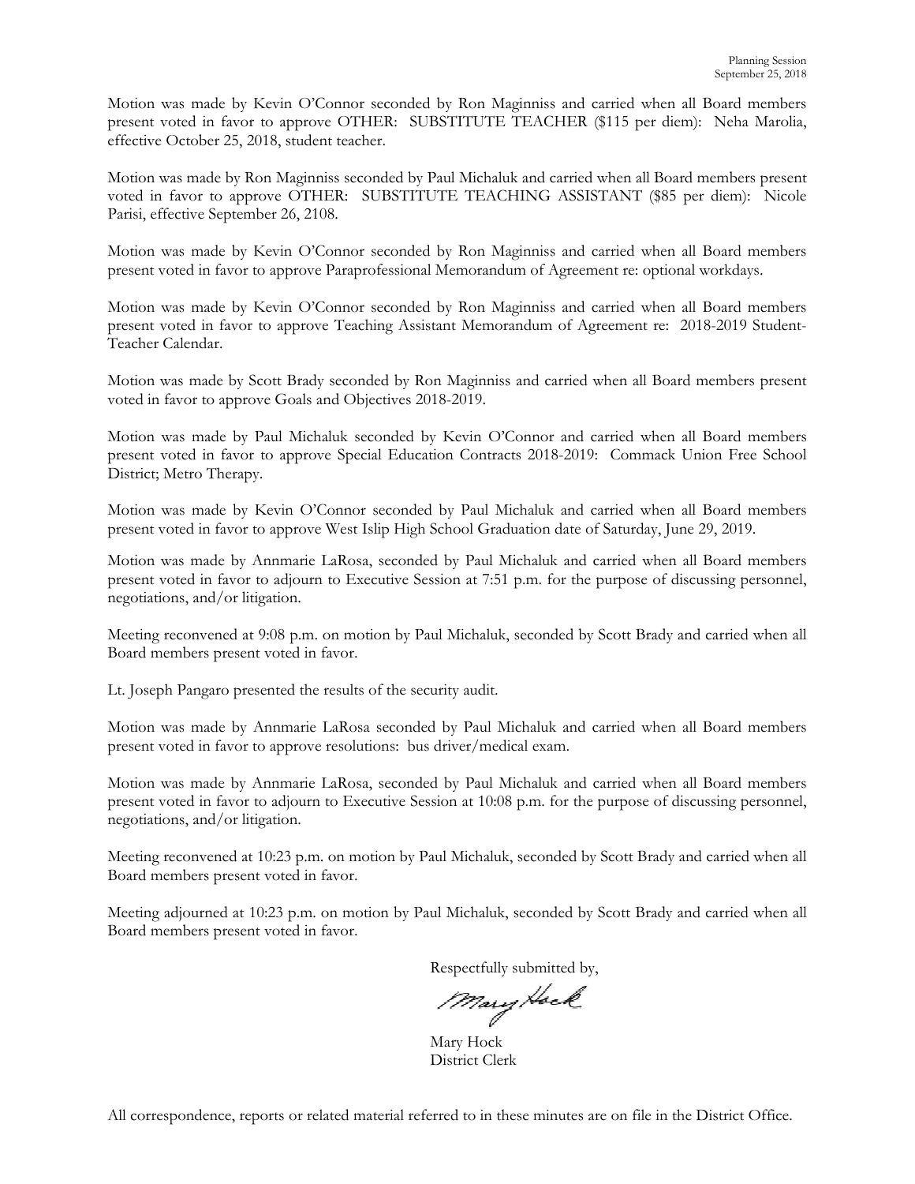Motion was made by Kevin O'Connor seconded by Ron Maginniss and carried when all Board members present voted in favor to approve OTHER: SUBSTITUTE TEACHER ($115 per diem): Neha Marolia, effective October 25, 2018, student teacher.

Motion was made by Ron Maginniss seconded by Paul Michaluk and carried when all Board members present voted in favor to approve OTHER: SUBSTITUTE TEACHING ASSISTANT ($85 per diem): Nicole Parisi, effective September 26, 2108.

Motion was made by Kevin O'Connor seconded by Ron Maginniss and carried when all Board members present voted in favor to approve Paraprofessional Memorandum of Agreement re: optional workdays.

Motion was made by Kevin O'Connor seconded by Ron Maginniss and carried when all Board members present voted in favor to approve Teaching Assistant Memorandum of Agreement re: 2018-2019 Student-Teacher Calendar.

Motion was made by Scott Brady seconded by Ron Maginniss and carried when all Board members present voted in favor to approve Goals and Objectives 2018-2019.

Motion was made by Paul Michaluk seconded by Kevin O'Connor and carried when all Board members present voted in favor to approve Special Education Contracts 2018-2019: Commack Union Free School District; Metro Therapy.

Motion was made by Kevin O'Connor seconded by Paul Michaluk and carried when all Board members present voted in favor to approve West Islip High School Graduation date of Saturday, June 29, 2019.

Motion was made by Annmarie LaRosa, seconded by Paul Michaluk and carried when all Board members present voted in favor to adjourn to Executive Session at 7:51 p.m. for the purpose of discussing personnel, negotiations, and/or litigation.

Meeting reconvened at 9:08 p.m. on motion by Paul Michaluk, seconded by Scott Brady and carried when all Board members present voted in favor.

Lt. Joseph Pangaro presented the results of the security audit.

Motion was made by Annmarie LaRosa seconded by Paul Michaluk and carried when all Board members present voted in favor to approve resolutions: bus driver/medical exam.

Motion was made by Annmarie LaRosa, seconded by Paul Michaluk and carried when all Board members present voted in favor to adjourn to Executive Session at 10:08 p.m. for the purpose of discussing personnel, negotiations, and/or litigation.

Meeting reconvened at 10:23 p.m. on motion by Paul Michaluk, seconded by Scott Brady and carried when all Board members present voted in favor.

Meeting adjourned at 10:23 p.m. on motion by Paul Michaluk, seconded by Scott Brady and carried when all Board members present voted in favor.

Respectfully submitted by,

Mary Hock

Mary Hock
District Clerk

All correspondence, reports or related material referred to in these minutes are on file in the District Office.